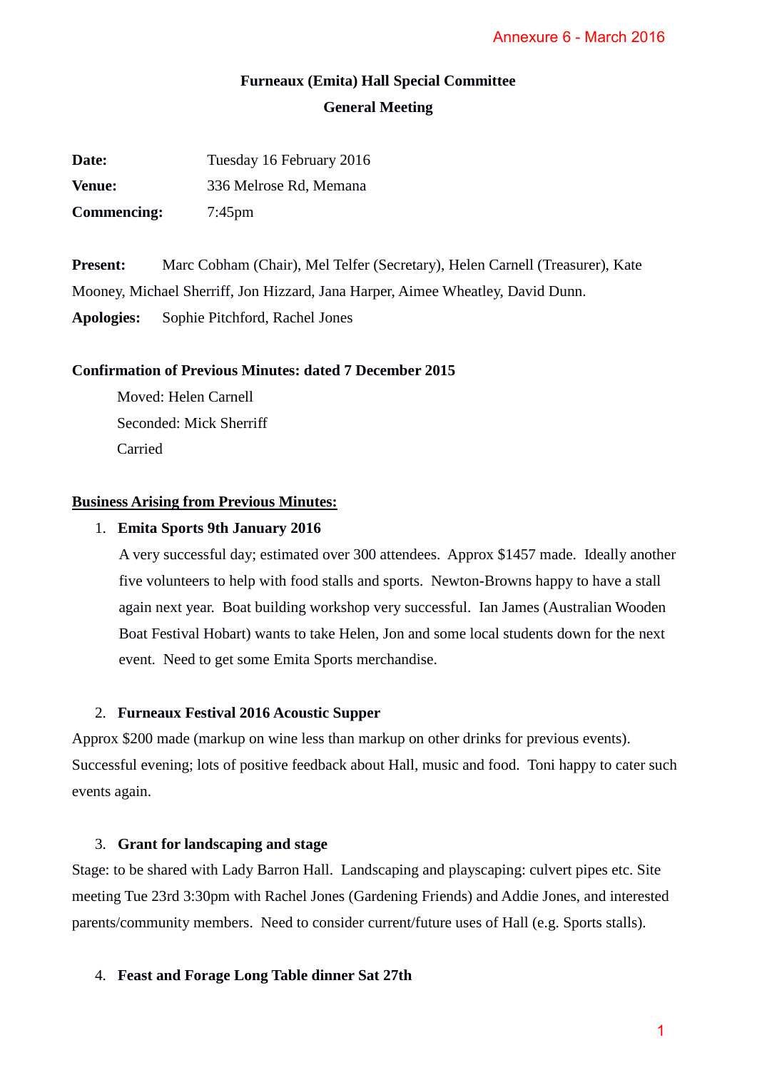Annexure 6 - March 2016

# Furneaux (Emita) Hall Special Committee

## General Meeting

**Date:** Tuesday 16 February 2016

**Venue:** 336 Melrose Rd, Memana

**Commencing:** 7:45pm

**Present:** Marc Cobham (Chair), Mel Telfer (Secretary), Helen Carnell (Treasurer), Kate Mooney, Michael Sherriff, Jon Hizzard, Jana Harper, Aimee Wheatley, David Dunn.

**Apologies:** Sophie Pitchford, Rachel Jones

**Confirmation of Previous Minutes: dated 7 December 2015**

Moved: Helen Carnell
Seconded: Mick Sherriff
Carried

**<u>Business Arising from Previous Minutes:</u>**

1. **Emita Sports 9th January 2016**

   A very successful day; estimated over 300 attendees. Approx $1457 made. Ideally another five volunteers to help with food stalls and sports. Newton-Browns happy to have a stall again next year. Boat building workshop very successful. Ian James (Australian Wooden Boat Festival Hobart) wants to take Helen, Jon and some local students down for the next event. Need to get some Emita Sports merchandise.

2. **Furneaux Festival 2016 Acoustic Supper**

Approx $200 made (markup on wine less than markup on other drinks for previous events). Successful evening; lots of positive feedback about Hall, music and food. Toni happy to cater such events again.

3. **Grant for landscaping and stage**

Stage: to be shared with Lady Barron Hall. Landscaping and playscaping: culvert pipes etc. Site meeting Tue 23rd 3:30pm with Rachel Jones (Gardening Friends) and Addie Jones, and interested parents/community members. Need to consider current/future uses of Hall (e.g. Sports stalls).

4. **Feast and Forage Long Table dinner Sat 27th**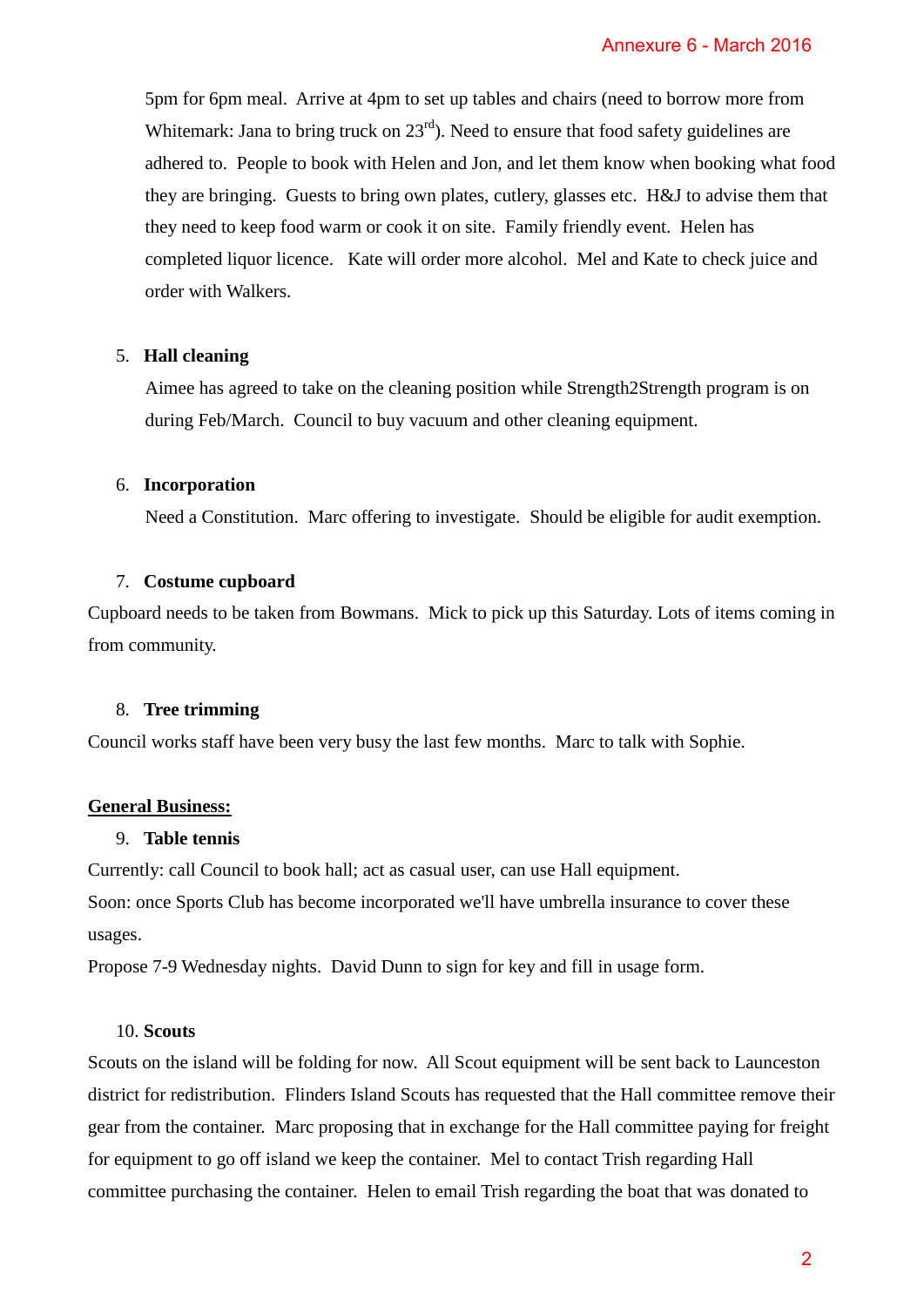5pm for 6pm meal. Arrive at 4pm to set up tables and chairs (need to borrow more from Whitemark: Jana to bring truck on 23rd). Need to ensure that food safety guidelines are adhered to. People to book with Helen and Jon, and let them know when booking what food they are bringing. Guests to bring own plates, cutlery, glasses etc. H&J to advise them that they need to keep food warm or cook it on site. Family friendly event. Helen has completed liquor licence. Kate will order more alcohol. Mel and Kate to check juice and order with Walkers.

5. **Hall cleaning**

Aimee has agreed to take on the cleaning position while Strength2Strength program is on during Feb/March. Council to buy vacuum and other cleaning equipment.

6. **Incorporation**

Need a Constitution. Marc offering to investigate. Should be eligible for audit exemption.

7. **Costume cupboard**

Cupboard needs to be taken from Bowmans. Mick to pick up this Saturday. Lots of items coming in from community.

8. **Tree trimming**

Council works staff have been very busy the last few months. Marc to talk with Sophie.

**General Business:**

9. **Table tennis**

Currently: call Council to book hall; act as casual user, can use Hall equipment.
Soon: once Sports Club has become incorporated we'll have umbrella insurance to cover these usages.
Propose 7-9 Wednesday nights. David Dunn to sign for key and fill in usage form.

10. **Scouts**

Scouts on the island will be folding for now. All Scout equipment will be sent back to Launceston district for redistribution. Flinders Island Scouts has requested that the Hall committee remove their gear from the container. Marc proposing that in exchange for the Hall committee paying for freight for equipment to go off island we keep the container. Mel to contact Trish regarding Hall committee purchasing the container. Helen to email Trish regarding the boat that was donated to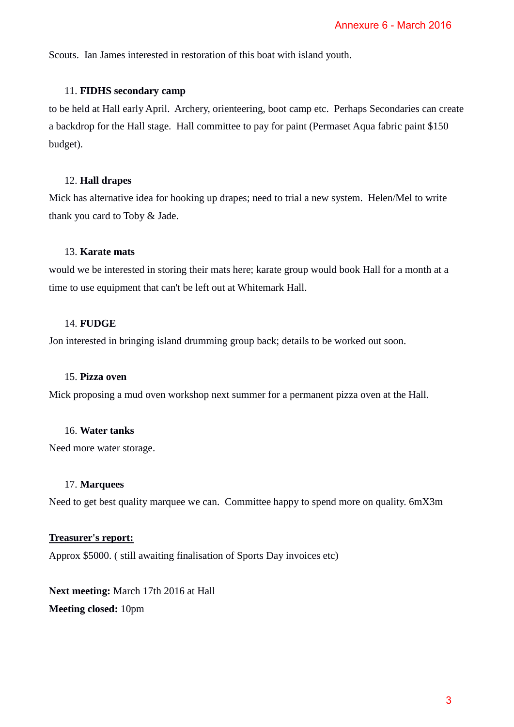Scouts. Ian James interested in restoration of this boat with island youth.

11. **FIDHS secondary camp**

to be held at Hall early April. Archery, orienteering, boot camp etc. Perhaps Secondaries can create a backdrop for the Hall stage. Hall committee to pay for paint (Permaset Aqua fabric paint $150 budget).

12. **Hall drapes**

Mick has alternative idea for hooking up drapes; need to trial a new system. Helen/Mel to write thank you card to Toby & Jade.

13. **Karate mats**

would we be interested in storing their mats here; karate group would book Hall for a month at a time to use equipment that can't be left out at Whitemark Hall.

14. **FUDGE**

Jon interested in bringing island drumming group back; details to be worked out soon.

15. **Pizza oven**

Mick proposing a mud oven workshop next summer for a permanent pizza oven at the Hall.

16. **Water tanks**

Need more water storage.

17. **Marquees**

Need to get best quality marquee we can. Committee happy to spend more on quality. 6mX3m

**Treasurer's report:**

Approx $5000. ( still awaiting finalisation of Sports Day invoices etc)

**Next meeting:** March 17th 2016 at Hall

**Meeting closed:** 10pm